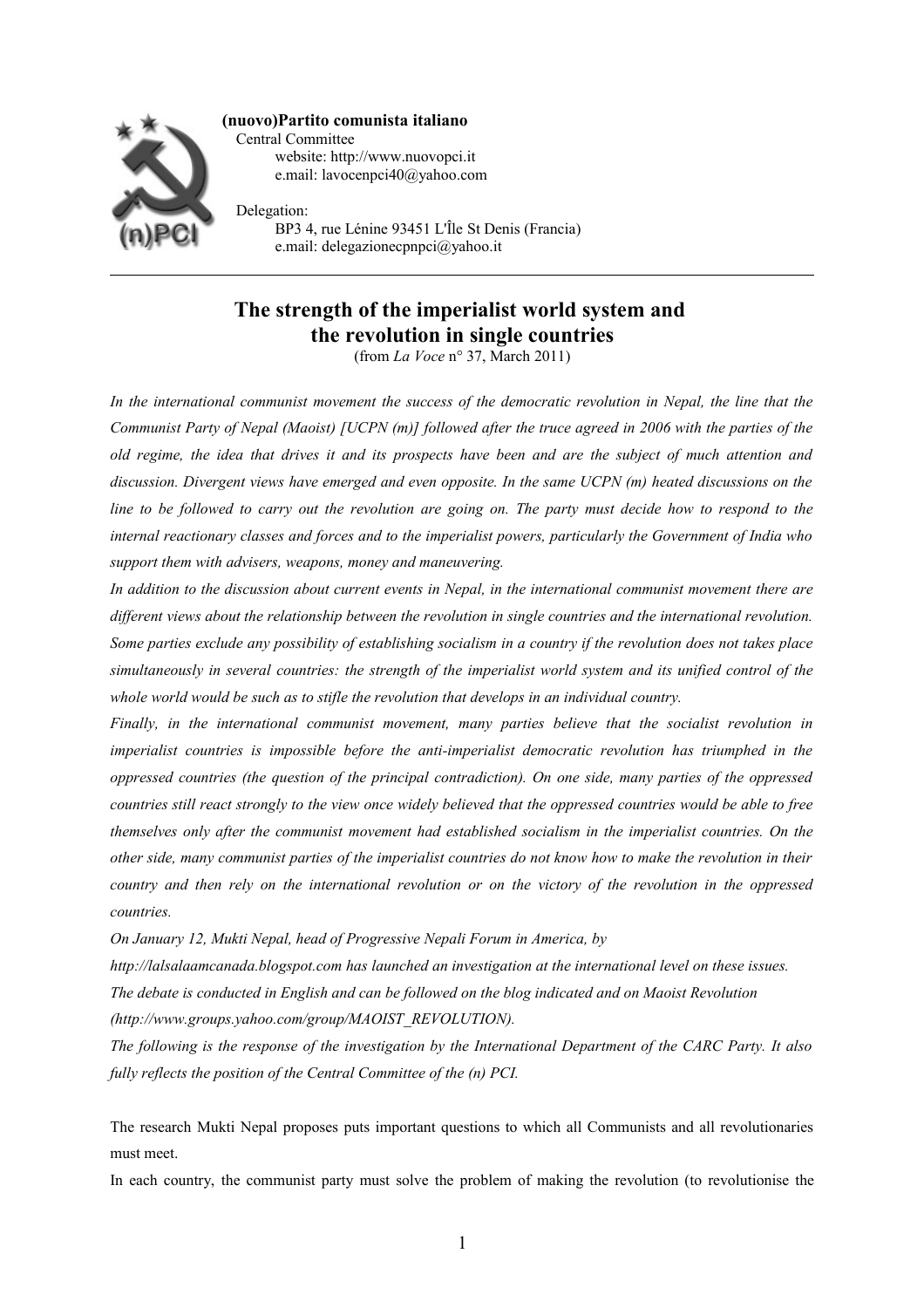**(nuovo)Partito comunista italiano**
Central Committee
website: http://www.nuovopci.it
e.mail: lavocenpci40@yahoo.com

Delegation:
BP3 4, rue Lénine 93451 L'Île St Denis (Francia)
e.mail: delegazionecpnpci@yahoo.it

---

# The strength of the imperialist world system and the revolution in single countries

(from *La Voce* n° 37, March 2011)

*In the international communist movement the success of the democratic revolution in Nepal, the line that the Communist Party of Nepal (Maoist) [UCPN (m)] followed after the truce agreed in 2006 with the parties of the old regime, the idea that drives it and its prospects have been and are the subject of much attention and discussion. Divergent views have emerged and even opposite. In the same UCPN (m) heated discussions on the line to be followed to carry out the revolution are going on. The party must decide how to respond to the internal reactionary classes and forces and to the imperialist powers, particularly the Government of India who support them with advisers, weapons, money and maneuvering.*

*In addition to the discussion about current events in Nepal, in the international communist movement there are different views about the relationship between the revolution in single countries and the international revolution. Some parties exclude any possibility of establishing socialism in a country if the revolution does not takes place simultaneously in several countries: the strength of the imperialist world system and its unified control of the whole world would be such as to stifle the revolution that develops in an individual country.*

*Finally, in the international communist movement, many parties believe that the socialist revolution in imperialist countries is impossible before the anti-imperialist democratic revolution has triumphed in the oppressed countries (the question of the principal contradiction). On one side, many parties of the oppressed countries still react strongly to the view once widely believed that the oppressed countries would be able to free themselves only after the communist movement had established socialism in the imperialist countries. On the other side, many communist parties of the imperialist countries do not know how to make the revolution in their country and then rely on the international revolution or on the victory of the revolution in the oppressed countries.*

*On January 12, Mukti Nepal, head of Progressive Nepali Forum in America, by http://lalsalaamcanada.blogspot.com has launched an investigation at the international level on these issues.*

*The debate is conducted in English and can be followed on the blog indicated and on Maoist Revolution (http://www.groups.yahoo.com/group/MAOIST_REVOLUTION).*

*The following is the response of the investigation by the International Department of the CARC Party. It also fully reflects the position of the Central Committee of the (n) PCI.*

The research Mukti Nepal proposes puts important questions to which all Communists and all revolutionaries must meet.

In each country, the communist party must solve the problem of making the revolution (to revolutionise the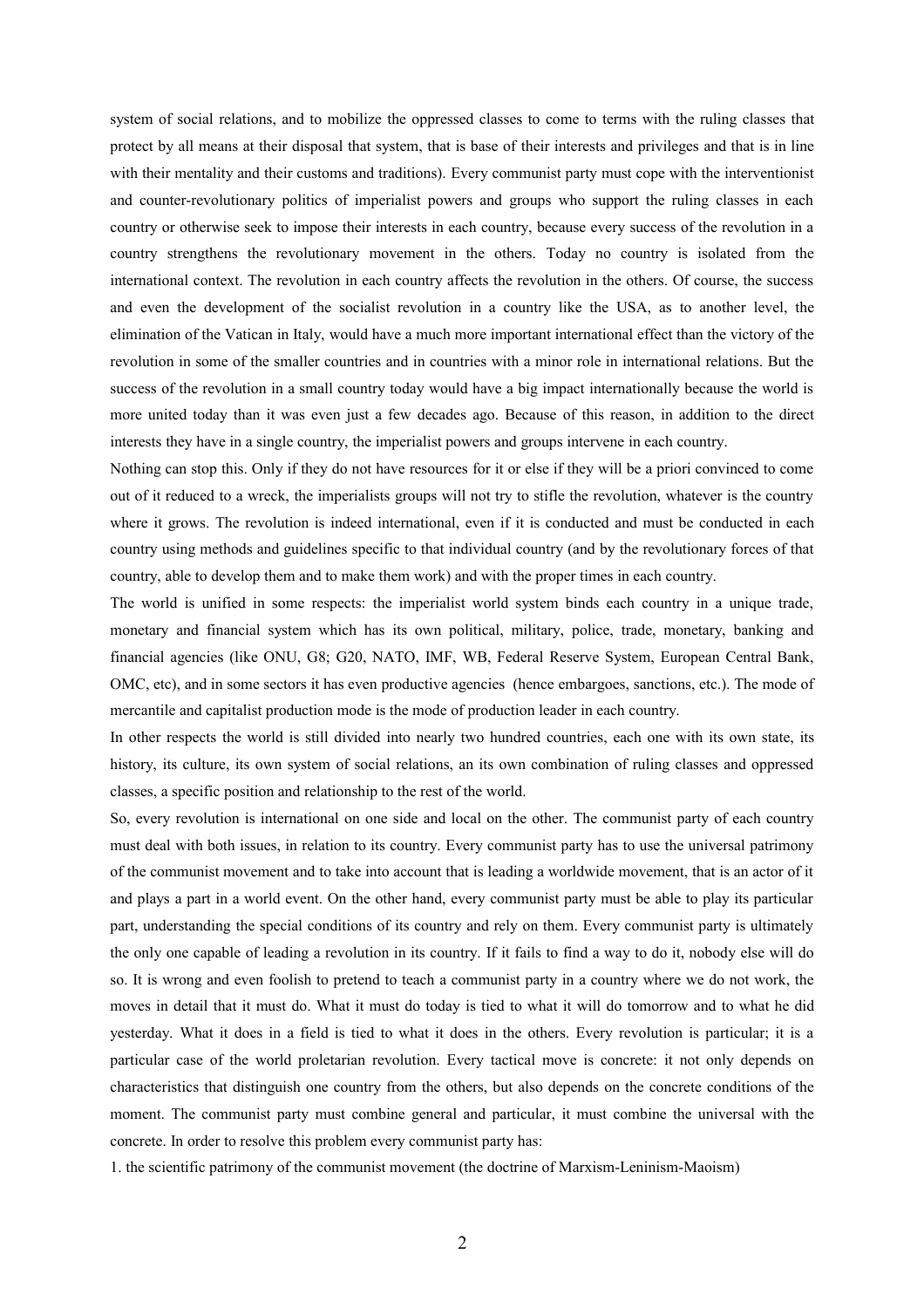system of social relations, and to mobilize the oppressed classes to come to terms with the ruling classes that protect by all means at their disposal that system, that is base of their interests and privileges and that is in line with their mentality and their customs and traditions). Every communist party must cope with the interventionist and counter-revolutionary politics of imperialist powers and groups who support the ruling classes in each country or otherwise seek to impose their interests in each country, because every success of the revolution in a country strengthens the revolutionary movement in the others. Today no country is isolated from the international context. The revolution in each country affects the revolution in the others. Of course, the success and even the development of the socialist revolution in a country like the USA, as to another level, the elimination of the Vatican in Italy, would have a much more important international effect than the victory of the revolution in some of the smaller countries and in countries with a minor role in international relations. But the success of the revolution in a small country today would have a big impact internationally because the world is more united today than it was even just a few decades ago. Because of this reason, in addition to the direct interests they have in a single country, the imperialist powers and groups intervene in each country.

Nothing can stop this. Only if they do not have resources for it or else if they will be a priori convinced to come out of it reduced to a wreck, the imperialists groups will not try to stifle the revolution, whatever is the country where it grows. The revolution is indeed international, even if it is conducted and must be conducted in each country using methods and guidelines specific to that individual country (and by the revolutionary forces of that country, able to develop them and to make them work) and with the proper times in each country.

The world is unified in some respects: the imperialist world system binds each country in a unique trade, monetary and financial system which has its own political, military, police, trade, monetary, banking and financial agencies (like ONU, G8; G20, NATO, IMF, WB, Federal Reserve System, European Central Bank, OMC, etc), and in some sectors it has even productive agencies (hence embargoes, sanctions, etc.). The mode of mercantile and capitalist production mode is the mode of production leader in each country.

In other respects the world is still divided into nearly two hundred countries, each one with its own state, its history, its culture, its own system of social relations, an its own combination of ruling classes and oppressed classes, a specific position and relationship to the rest of the world.

So, every revolution is international on one side and local on the other. The communist party of each country must deal with both issues, in relation to its country. Every communist party has to use the universal patrimony of the communist movement and to take into account that is leading a worldwide movement, that is an actor of it and plays a part in a world event. On the other hand, every communist party must be able to play its particular part, understanding the special conditions of its country and rely on them. Every communist party is ultimately the only one capable of leading a revolution in its country. If it fails to find a way to do it, nobody else will do so. It is wrong and even foolish to pretend to teach a communist party in a country where we do not work, the moves in detail that it must do. What it must do today is tied to what it will do tomorrow and to what he did yesterday. What it does in a field is tied to what it does in the others. Every revolution is particular; it is a particular case of the world proletarian revolution. Every tactical move is concrete: it not only depends on characteristics that distinguish one country from the others, but also depends on the concrete conditions of the moment. The communist party must combine general and particular, it must combine the universal with the concrete. In order to resolve this problem every communist party has:

1. the scientific patrimony of the communist movement (the doctrine of Marxism-Leninism-Maoism)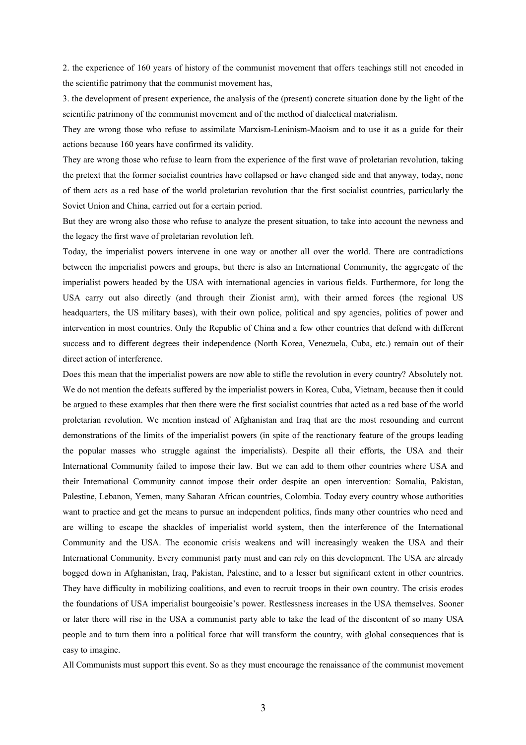2. the experience of 160 years of history of the communist movement that offers teachings still not encoded in the scientific patrimony that the communist movement has,

3. the development of present experience, the analysis of the (present) concrete situation done by the light of the scientific patrimony of the communist movement and of the method of dialectical materialism.

They are wrong those who refuse to assimilate Marxism-Leninism-Maoism and to use it as a guide for their actions because 160 years have confirmed its validity.

They are wrong those who refuse to learn from the experience of the first wave of proletarian revolution, taking the pretext that the former socialist countries have collapsed or have changed side and that anyway, today, none of them acts as a red base of the world proletarian revolution that the first socialist countries, particularly the Soviet Union and China, carried out for a certain period.

But they are wrong also those who refuse to analyze the present situation, to take into account the newness and the legacy the first wave of proletarian revolution left.

Today, the imperialist powers intervene in one way or another all over the world. There are contradictions between the imperialist powers and groups, but there is also an International Community, the aggregate of the imperialist powers headed by the USA with international agencies in various fields. Furthermore, for long the USA carry out also directly (and through their Zionist arm), with their armed forces (the regional US headquarters, the US military bases), with their own police, political and spy agencies, politics of power and intervention in most countries. Only the Republic of China and a few other countries that defend with different success and to different degrees their independence (North Korea, Venezuela, Cuba, etc.) remain out of their direct action of interference.

Does this mean that the imperialist powers are now able to stifle the revolution in every country? Absolutely not. We do not mention the defeats suffered by the imperialist powers in Korea, Cuba, Vietnam, because then it could be argued to these examples that then there were the first socialist countries that acted as a red base of the world proletarian revolution. We mention instead of Afghanistan and Iraq that are the most resounding and current demonstrations of the limits of the imperialist powers (in spite of the reactionary feature of the groups leading the popular masses who struggle against the imperialists). Despite all their efforts, the USA and their International Community failed to impose their law. But we can add to them other countries where USA and their International Community cannot impose their order despite an open intervention: Somalia, Pakistan, Palestine, Lebanon, Yemen, many Saharan African countries, Colombia. Today every country whose authorities want to practice and get the means to pursue an independent politics, finds many other countries who need and are willing to escape the shackles of imperialist world system, then the interference of the International Community and the USA. The economic crisis weakens and will increasingly weaken the USA and their International Community. Every communist party must and can rely on this development. The USA are already bogged down in Afghanistan, Iraq, Pakistan, Palestine, and to a lesser but significant extent in other countries. They have difficulty in mobilizing coalitions, and even to recruit troops in their own country. The crisis erodes the foundations of USA imperialist bourgeoisie's power. Restlessness increases in the USA themselves. Sooner or later there will rise in the USA a communist party able to take the lead of the discontent of so many USA people and to turn them into a political force that will transform the country, with global consequences that is easy to imagine.

All Communists must support this event. So as they must encourage the renaissance of the communist movement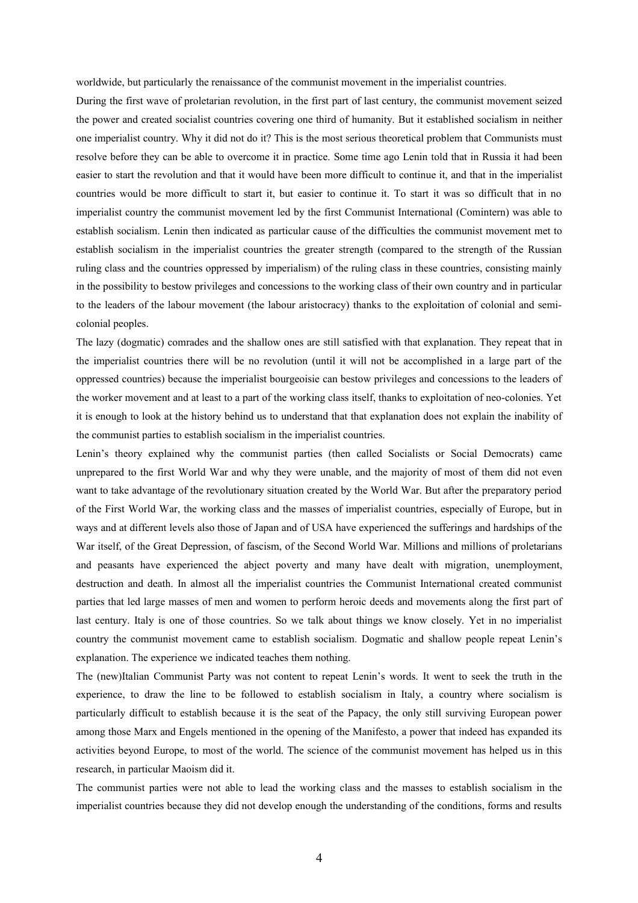worldwide, but particularly the renaissance of the communist movement in the imperialist countries.

During the first wave of proletarian revolution, in the first part of last century, the communist movement seized the power and created socialist countries covering one third of humanity. But it established socialism in neither one imperialist country. Why it did not do it? This is the most serious theoretical problem that Communists must resolve before they can be able to overcome it in practice. Some time ago Lenin told that in Russia it had been easier to start the revolution and that it would have been more difficult to continue it, and that in the imperialist countries would be more difficult to start it, but easier to continue it. To start it was so difficult that in no imperialist country the communist movement led by the first Communist International (Comintern) was able to establish socialism. Lenin then indicated as particular cause of the difficulties the communist movement met to establish socialism in the imperialist countries the greater strength (compared to the strength of the Russian ruling class and the countries oppressed by imperialism) of the ruling class in these countries, consisting mainly in the possibility to bestow privileges and concessions to the working class of their own country and in particular to the leaders of the labour movement (the labour aristocracy) thanks to the exploitation of colonial and semi-colonial peoples.

The lazy (dogmatic) comrades and the shallow ones are still satisfied with that explanation. They repeat that in the imperialist countries there will be no revolution (until it will not be accomplished in a large part of the oppressed countries) because the imperialist bourgeoisie can bestow privileges and concessions to the leaders of the worker movement and at least to a part of the working class itself, thanks to exploitation of neo-colonies. Yet it is enough to look at the history behind us to understand that that explanation does not explain the inability of the communist parties to establish socialism in the imperialist countries.

Lenin's theory explained why the communist parties (then called Socialists or Social Democrats) came unprepared to the first World War and why they were unable, and the majority of most of them did not even want to take advantage of the revolutionary situation created by the World War. But after the preparatory period of the First World War, the working class and the masses of imperialist countries, especially of Europe, but in ways and at different levels also those of Japan and of USA have experienced the sufferings and hardships of the War itself, of the Great Depression, of fascism, of the Second World War. Millions and millions of proletarians and peasants have experienced the abject poverty and many have dealt with migration, unemployment, destruction and death. In almost all the imperialist countries the Communist International created communist parties that led large masses of men and women to perform heroic deeds and movements along the first part of last century. Italy is one of those countries. So we talk about things we know closely. Yet in no imperialist country the communist movement came to establish socialism. Dogmatic and shallow people repeat Lenin's explanation. The experience we indicated teaches them nothing.

The (new)Italian Communist Party was not content to repeat Lenin's words. It went to seek the truth in the experience, to draw the line to be followed to establish socialism in Italy, a country where socialism is particularly difficult to establish because it is the seat of the Papacy, the only still surviving European power among those Marx and Engels mentioned in the opening of the Manifesto, a power that indeed has expanded its activities beyond Europe, to most of the world. The science of the communist movement has helped us in this research, in particular Maoism did it.

The communist parties were not able to lead the working class and the masses to establish socialism in the imperialist countries because they did not develop enough the understanding of the conditions, forms and results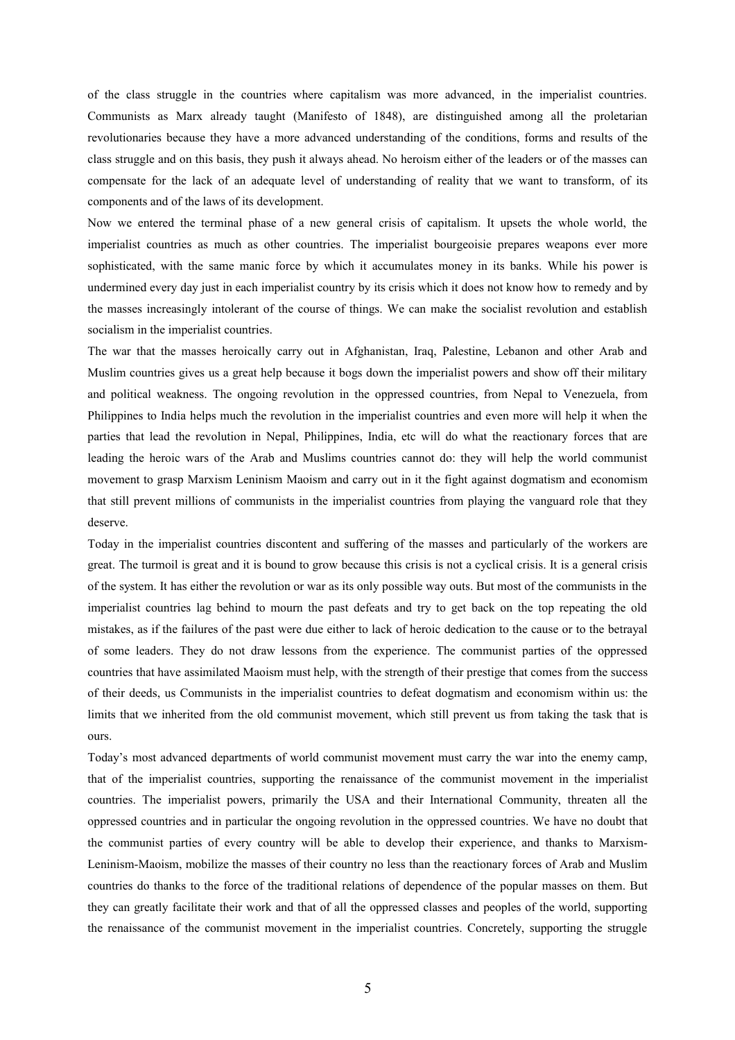of the class struggle in the countries where capitalism was more advanced, in the imperialist countries. Communists as Marx already taught (Manifesto of 1848), are distinguished among all the proletarian revolutionaries because they have a more advanced understanding of the conditions, forms and results of the class struggle and on this basis, they push it always ahead. No heroism either of the leaders or of the masses can compensate for the lack of an adequate level of understanding of reality that we want to transform, of its components and of the laws of its development.

Now we entered the terminal phase of a new general crisis of capitalism. It upsets the whole world, the imperialist countries as much as other countries. The imperialist bourgeoisie prepares weapons ever more sophisticated, with the same manic force by which it accumulates money in its banks. While his power is undermined every day just in each imperialist country by its crisis which it does not know how to remedy and by the masses increasingly intolerant of the course of things. We can make the socialist revolution and establish socialism in the imperialist countries.

The war that the masses heroically carry out in Afghanistan, Iraq, Palestine, Lebanon and other Arab and Muslim countries gives us a great help because it bogs down the imperialist powers and show off their military and political weakness. The ongoing revolution in the oppressed countries, from Nepal to Venezuela, from Philippines to India helps much the revolution in the imperialist countries and even more will help it when the parties that lead the revolution in Nepal, Philippines, India, etc will do what the reactionary forces that are leading the heroic wars of the Arab and Muslims countries cannot do: they will help the world communist movement to grasp Marxism Leninism Maoism and carry out in it the fight against dogmatism and economism that still prevent millions of communists in the imperialist countries from playing the vanguard role that they deserve.

Today in the imperialist countries discontent and suffering of the masses and particularly of the workers are great. The turmoil is great and it is bound to grow because this crisis is not a cyclical crisis. It is a general crisis of the system. It has either the revolution or war as its only possible way outs. But most of the communists in the imperialist countries lag behind to mourn the past defeats and try to get back on the top repeating the old mistakes, as if the failures of the past were due either to lack of heroic dedication to the cause or to the betrayal of some leaders. They do not draw lessons from the experience. The communist parties of the oppressed countries that have assimilated Maoism must help, with the strength of their prestige that comes from the success of their deeds, us Communists in the imperialist countries to defeat dogmatism and economism within us: the limits that we inherited from the old communist movement, which still prevent us from taking the task that is ours.

Today's most advanced departments of world communist movement must carry the war into the enemy camp, that of the imperialist countries, supporting the renaissance of the communist movement in the imperialist countries. The imperialist powers, primarily the USA and their International Community, threaten all the oppressed countries and in particular the ongoing revolution in the oppressed countries. We have no doubt that the communist parties of every country will be able to develop their experience, and thanks to Marxism-Leninism-Maoism, mobilize the masses of their country no less than the reactionary forces of Arab and Muslim countries do thanks to the force of the traditional relations of dependence of the popular masses on them. But they can greatly facilitate their work and that of all the oppressed classes and peoples of the world, supporting the renaissance of the communist movement in the imperialist countries. Concretely, supporting the struggle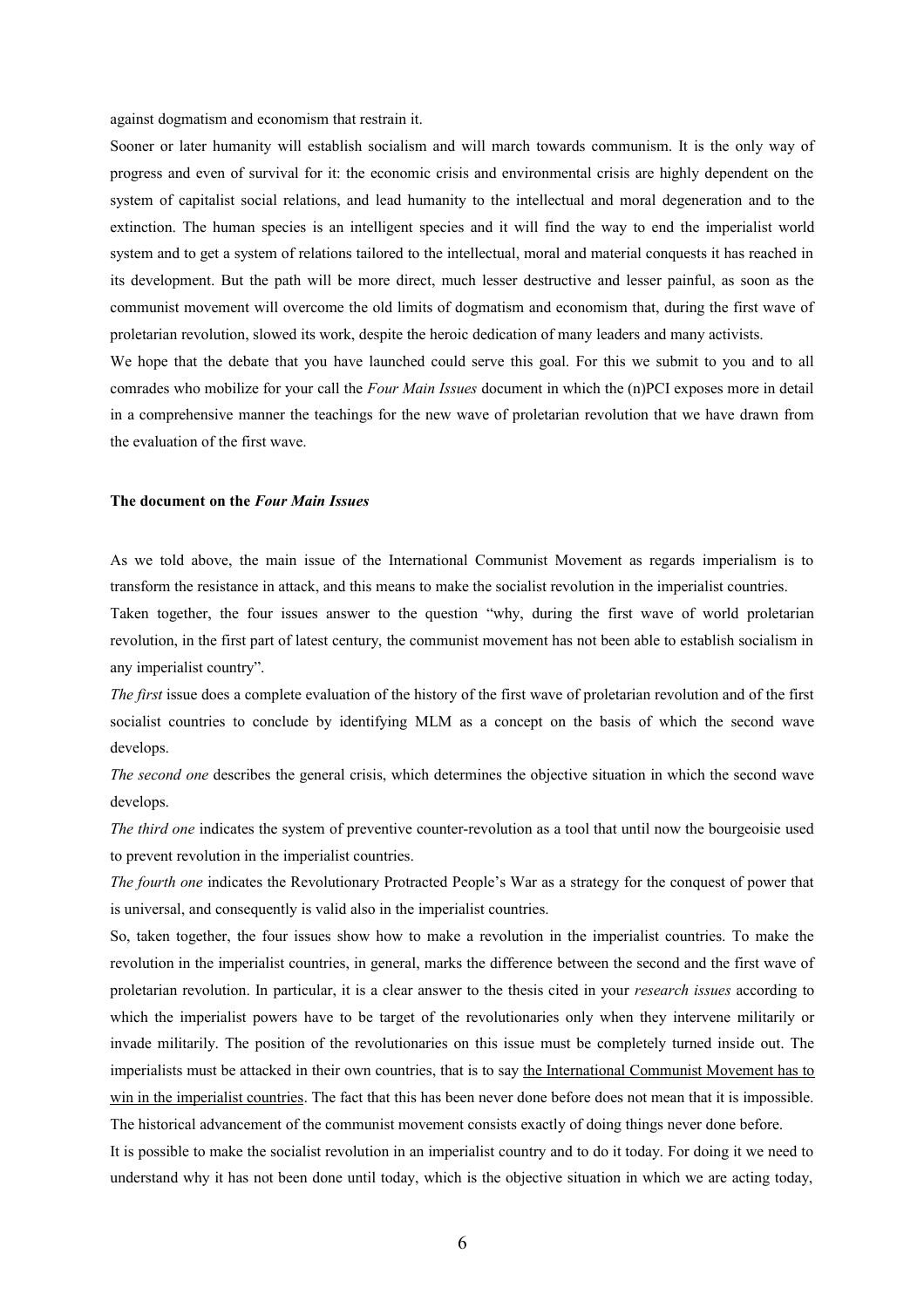against dogmatism and economism that restrain it.

Sooner or later humanity will establish socialism and will march towards communism. It is the only way of progress and even of survival for it: the economic crisis and environmental crisis are highly dependent on the system of capitalist social relations, and lead humanity to the intellectual and moral degeneration and to the extinction. The human species is an intelligent species and it will find the way to end the imperialist world system and to get a system of relations tailored to the intellectual, moral and material conquests it has reached in its development. But the path will be more direct, much lesser destructive and lesser painful, as soon as the communist movement will overcome the old limits of dogmatism and economism that, during the first wave of proletarian revolution, slowed its work, despite the heroic dedication of many leaders and many activists.

We hope that the debate that you have launched could serve this goal. For this we submit to you and to all comrades who mobilize for your call the *Four Main Issues* document in which the (n)PCI exposes more in detail in a comprehensive manner the teachings for the new wave of proletarian revolution that we have drawn from the evaluation of the first wave.

**The document on the *Four Main Issues***

As we told above, the main issue of the International Communist Movement as regards imperialism is to transform the resistance in attack, and this means to make the socialist revolution in the imperialist countries.

Taken together, the four issues answer to the question "why, during the first wave of world proletarian revolution, in the first part of latest century, the communist movement has not been able to establish socialism in any imperialist country".

*The first* issue does a complete evaluation of the history of the first wave of proletarian revolution and of the first socialist countries to conclude by identifying MLM as a concept on the basis of which the second wave develops.

*The second one* describes the general crisis, which determines the objective situation in which the second wave develops.

*The third one* indicates the system of preventive counter-revolution as a tool that until now the bourgeoisie used to prevent revolution in the imperialist countries.

*The fourth one* indicates the Revolutionary Protracted People's War as a strategy for the conquest of power that is universal, and consequently is valid also in the imperialist countries.

So, taken together, the four issues show how to make a revolution in the imperialist countries. To make the revolution in the imperialist countries, in general, marks the difference between the second and the first wave of proletarian revolution. In particular, it is a clear answer to the thesis cited in your *research issues* according to which the imperialist powers have to be target of the revolutionaries only when they intervene militarily or invade militarily. The position of the revolutionaries on this issue must be completely turned inside out. The imperialists must be attacked in their own countries, that is to say <u>the International Communist Movement has to win in the imperialist countries</u>. The fact that this has been never done before does not mean that it is impossible. The historical advancement of the communist movement consists exactly of doing things never done before.

It is possible to make the socialist revolution in an imperialist country and to do it today. For doing it we need to understand why it has not been done until today, which is the objective situation in which we are acting today,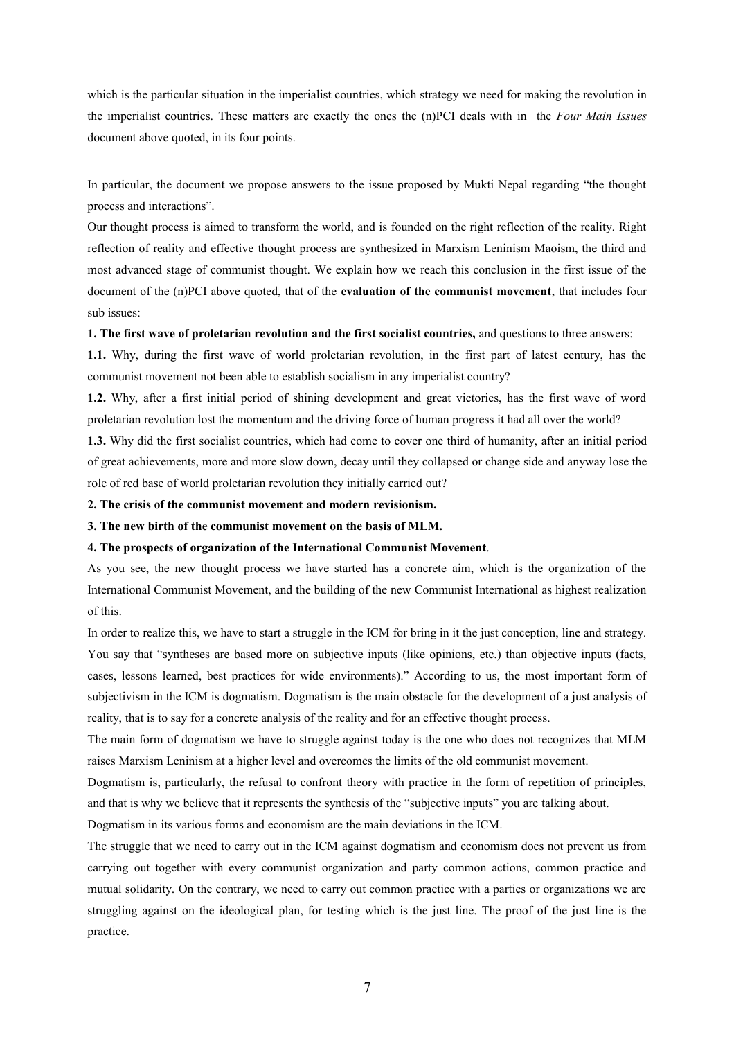which is the particular situation in the imperialist countries, which strategy we need for making the revolution in the imperialist countries. These matters are exactly the ones the (n)PCI deals with in the *Four Main Issues* document above quoted, in its four points.

In particular, the document we propose answers to the issue proposed by Mukti Nepal regarding "the thought process and interactions".

Our thought process is aimed to transform the world, and is founded on the right reflection of the reality. Right reflection of reality and effective thought process are synthesized in Marxism Leninism Maoism, the third and most advanced stage of communist thought. We explain how we reach this conclusion in the first issue of the document of the (n)PCI above quoted, that of the **evaluation of the communist movement**, that includes four sub issues:

**1. The first wave of proletarian revolution and the first socialist countries,** and questions to three answers:

**1.1.** Why, during the first wave of world proletarian revolution, in the first part of latest century, has the communist movement not been able to establish socialism in any imperialist country?

**1.2.** Why, after a first initial period of shining development and great victories, has the first wave of word proletarian revolution lost the momentum and the driving force of human progress it had all over the world?

**1.3.** Why did the first socialist countries, which had come to cover one third of humanity, after an initial period of great achievements, more and more slow down, decay until they collapsed or change side and anyway lose the role of red base of world proletarian revolution they initially carried out?

**2. The crisis of the communist movement and modern revisionism.**

**3. The new birth of the communist movement on the basis of MLM.**

**4. The prospects of organization of the International Communist Movement**.

As you see, the new thought process we have started has a concrete aim, which is the organization of the International Communist Movement, and the building of the new Communist International as highest realization of this.

In order to realize this, we have to start a struggle in the ICM for bring in it the just conception, line and strategy. You say that "syntheses are based more on subjective inputs (like opinions, etc.) than objective inputs (facts, cases, lessons learned, best practices for wide environments)." According to us, the most important form of subjectivism in the ICM is dogmatism. Dogmatism is the main obstacle for the development of a just analysis of reality, that is to say for a concrete analysis of the reality and for an effective thought process.

The main form of dogmatism we have to struggle against today is the one who does not recognizes that MLM raises Marxism Leninism at a higher level and overcomes the limits of the old communist movement.

Dogmatism is, particularly, the refusal to confront theory with practice in the form of repetition of principles, and that is why we believe that it represents the synthesis of the "subjective inputs" you are talking about.

Dogmatism in its various forms and economism are the main deviations in the ICM.

The struggle that we need to carry out in the ICM against dogmatism and economism does not prevent us from carrying out together with every communist organization and party common actions, common practice and mutual solidarity. On the contrary, we need to carry out common practice with a parties or organizations we are struggling against on the ideological plan, for testing which is the just line. The proof of the just line is the practice.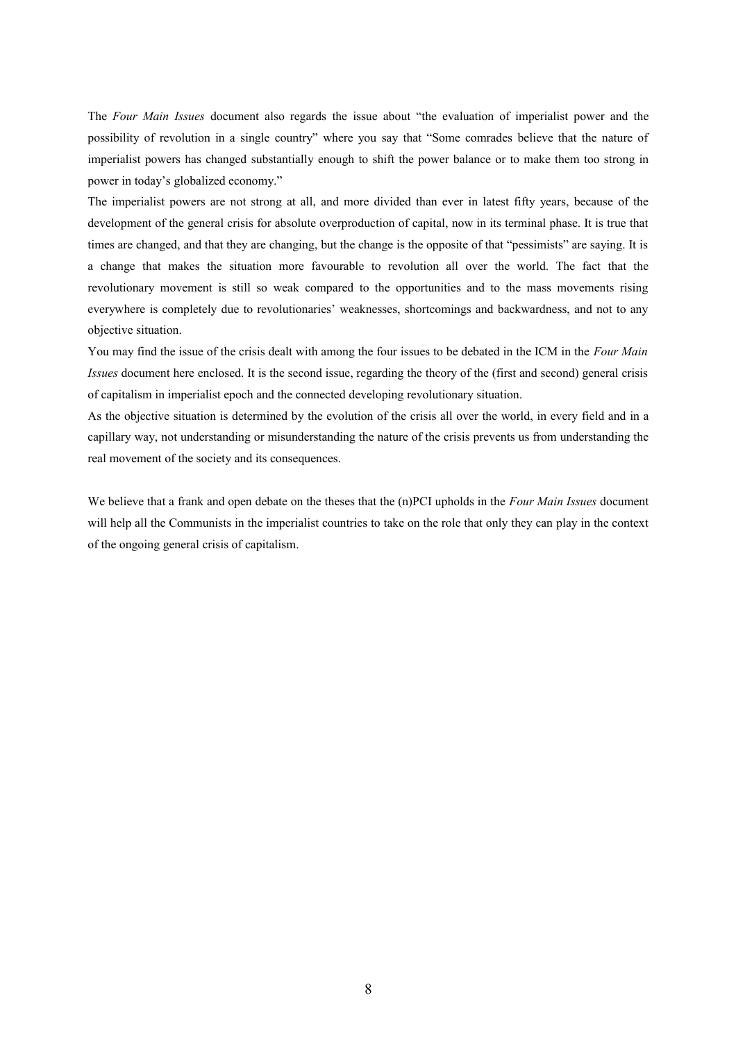The *Four Main Issues* document also regards the issue about “the evaluation of imperialist power and the possibility of revolution in a single country” where you say that “Some comrades believe that the nature of imperialist powers has changed substantially enough to shift the power balance or to make them too strong in power in today’s globalized economy.”

The imperialist powers are not strong at all, and more divided than ever in latest fifty years, because of the development of the general crisis for absolute overproduction of capital, now in its terminal phase. It is true that times are changed, and that they are changing, but the change is the opposite of that “pessimists” are saying. It is a change that makes the situation more favourable to revolution all over the world. The fact that the revolutionary movement is still so weak compared to the opportunities and to the mass movements rising everywhere is completely due to revolutionaries’ weaknesses, shortcomings and backwardness, and not to any objective situation.

You may find the issue of the crisis dealt with among the four issues to be debated in the ICM in the *Four Main Issues* document here enclosed. It is the second issue, regarding the theory of the (first and second) general crisis of capitalism in imperialist epoch and the connected developing revolutionary situation.

As the objective situation is determined by the evolution of the crisis all over the world, in every field and in a capillary way, not understanding or misunderstanding the nature of the crisis prevents us from understanding the real movement of the society and its consequences.

We believe that a frank and open debate on the theses that the (n)PCI upholds in the *Four Main Issues* document will help all the Communists in the imperialist countries to take on the role that only they can play in the context of the ongoing general crisis of capitalism.